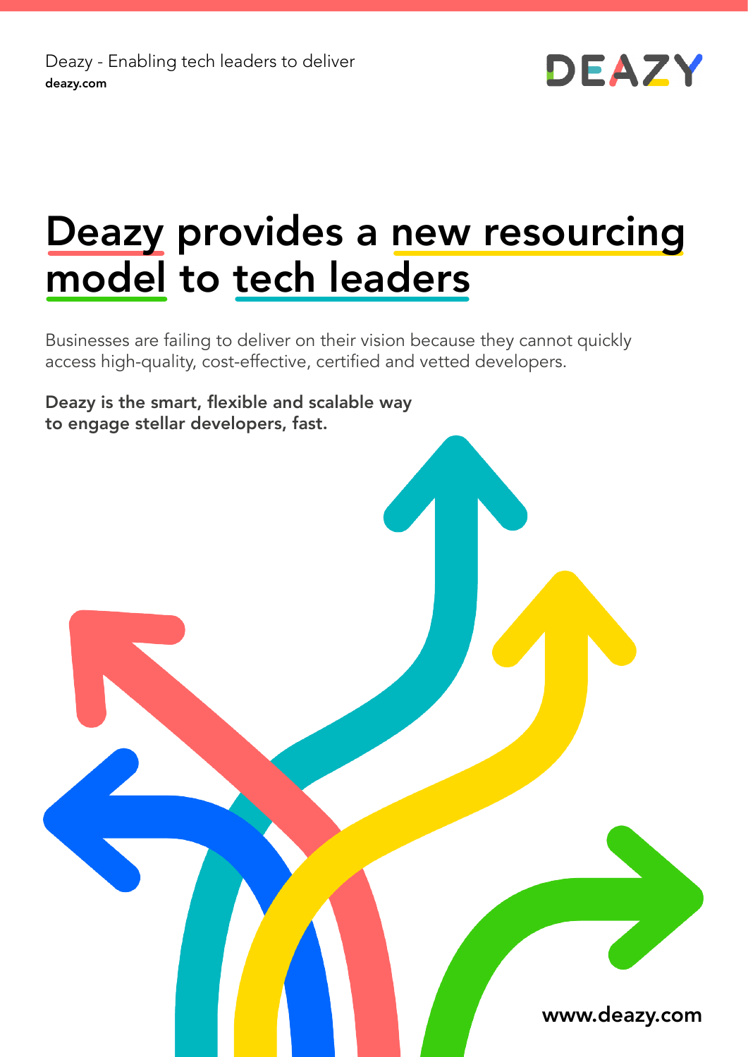Deazy - Enabling tech leaders to deliver
**deazy.com**

# Deazy provides a new resourcing model to tech leaders

Businesses are failing to deliver on their vision because they cannot quickly access high-quality, cost-effective, certified and vetted developers.

**Deazy is the smart, flexible and scalable way to engage stellar developers, fast.**

**www.deazy.com**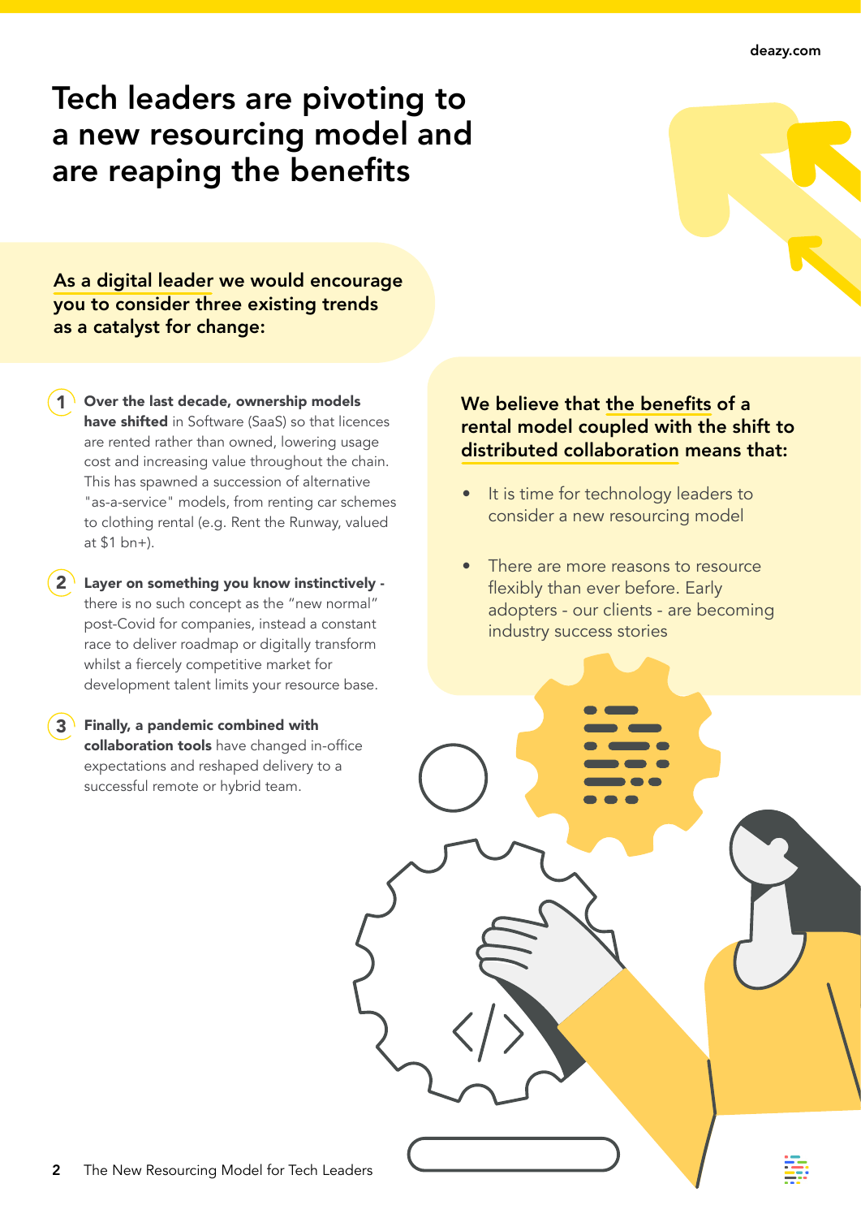# Tech leaders are pivoting to a new resourcing model and are reaping the benefits

**As a digital leader we would encourage you to consider three existing trends as a catalyst for change:**

1. **Over the last decade, ownership models have shifted** in Software (SaaS) so that licences are rented rather than owned, lowering usage cost and increasing value throughout the chain. This has spawned a succession of alternative "as-a-service" models, from renting car schemes to clothing rental (e.g. Rent the Runway, valued at $1 bn+).

2. **Layer on something you know instinctively** - there is no such concept as the "new normal" post-Covid for companies, instead a constant race to deliver roadmap or digitally transform whilst a fiercely competitive market for development talent limits your resource base.

3. **Finally, a pandemic combined with collaboration tools** have changed in-office expectations and reshaped delivery to a successful remote or hybrid team.

**We believe that the benefits of a rental model coupled with the shift to distributed collaboration means that:**

- It is time for technology leaders to consider a new resourcing model
- There are more reasons to resource flexibly than ever before. Early adopters - our clients - are becoming industry success stories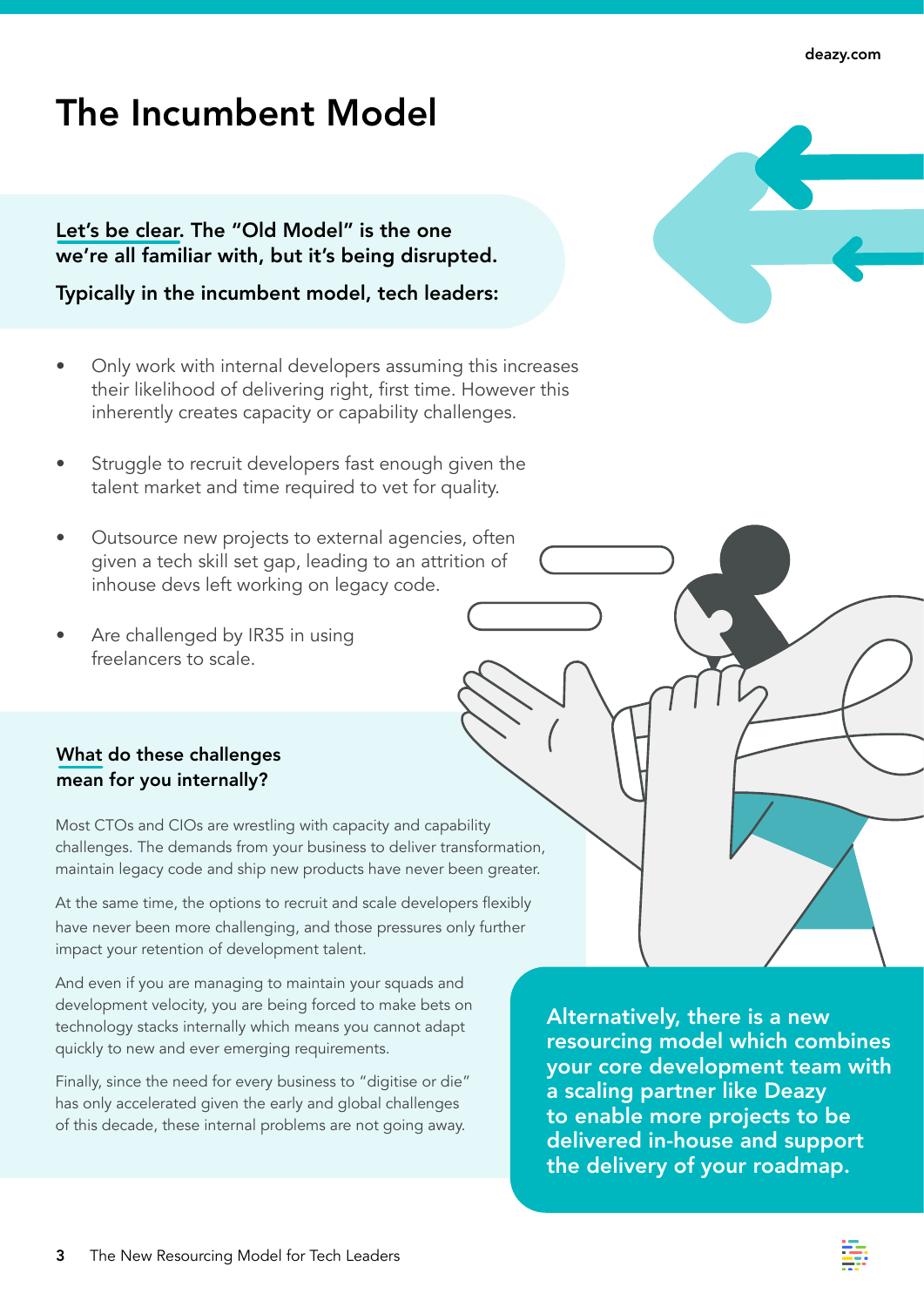# The Incumbent Model

**Let's be clear. The "Old Model" is the one we're all familiar with, but it's being disrupted.**

**Typically in the incumbent model, tech leaders:**

- Only work with internal developers assuming this increases their likelihood of delivering right, first time. However this inherently creates capacity or capability challenges.
- Struggle to recruit developers fast enough given the talent market and time required to vet for quality.
- Outsource new projects to external agencies, often given a tech skill set gap, leading to an attrition of inhouse devs left working on legacy code.
- Are challenged by IR35 in using freelancers to scale.

## What do these challenges mean for you internally?

Most CTOs and CIOs are wrestling with capacity and capability challenges. The demands from your business to deliver transformation, maintain legacy code and ship new products have never been greater.

At the same time, the options to recruit and scale developers flexibly have never been more challenging, and those pressures only further impact your retention of development talent.

And even if you are managing to maintain your squads and development velocity, you are being forced to make bets on technology stacks internally which means you cannot adapt quickly to new and ever emerging requirements.

Finally, since the need for every business to "digitise or die" has only accelerated given the early and global challenges of this decade, these internal problems are not going away.

**Alternatively, there is a new resourcing model which combines your core development team with a scaling partner like Deazy to enable more projects to be delivered in-house and support the delivery of your roadmap.**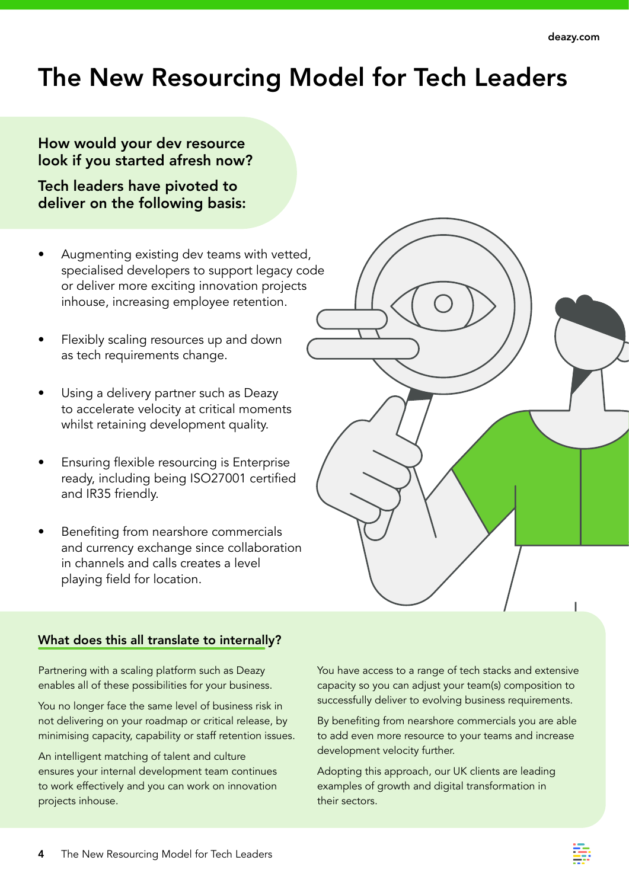# The New Resourcing Model for Tech Leaders

**How would your dev resource look if you started afresh now?**

**Tech leaders have pivoted to deliver on the following basis:**

- Augmenting existing dev teams with vetted, specialised developers to support legacy code or deliver more exciting innovation projects inhouse, increasing employee retention.
- Flexibly scaling resources up and down as tech requirements change.
- Using a delivery partner such as Deazy to accelerate velocity at critical moments whilst retaining development quality.
- Ensuring flexible resourcing is Enterprise ready, including being ISO27001 certified and IR35 friendly.
- Benefiting from nearshore commercials and currency exchange since collaboration in channels and calls creates a level playing field for location.

## What does this all translate to internally?

Partnering with a scaling platform such as Deazy enables all of these possibilities for your business.

You no longer face the same level of business risk in not delivering on your roadmap or critical release, by minimising capacity, capability or staff retention issues.

An intelligent matching of talent and culture ensures your internal development team continues to work effectively and you can work on innovation projects inhouse.

You have access to a range of tech stacks and extensive capacity so you can adjust your team(s) composition to successfully deliver to evolving business requirements.

By benefiting from nearshore commercials you are able to add even more resource to your teams and increase development velocity further.

Adopting this approach, our UK clients are leading examples of growth and digital transformation in their sectors.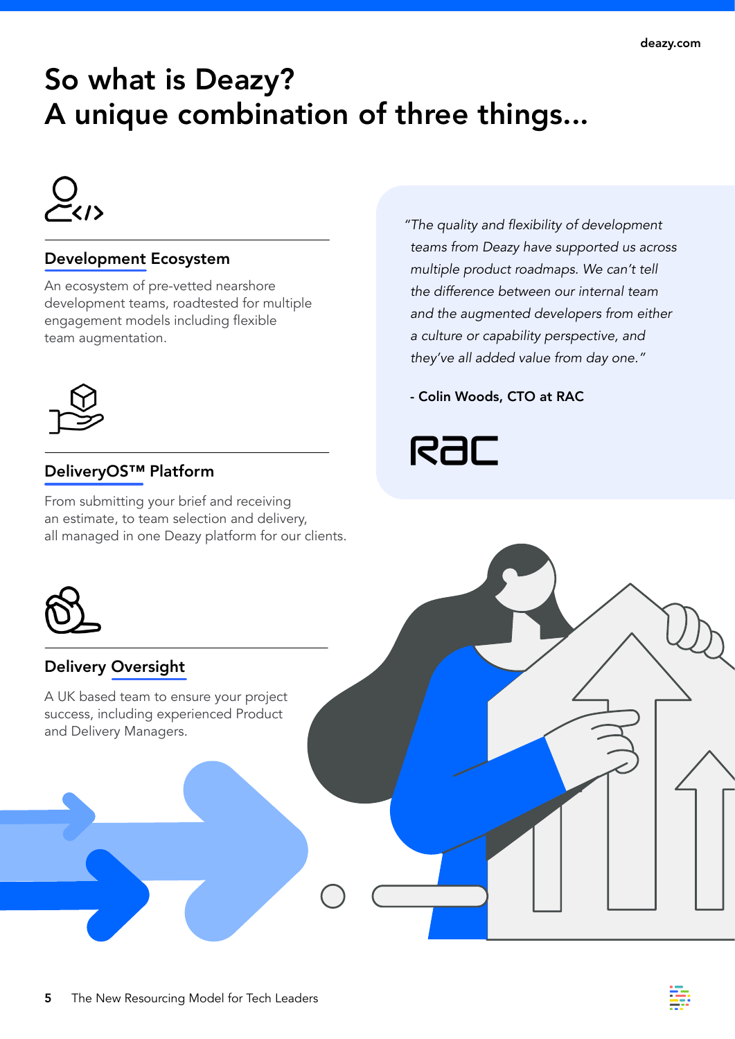# So what is Deazy?
# A unique combination of three things...

## Development Ecosystem

An ecosystem of pre-vetted nearshore development teams, roadtested for multiple engagement models including flexible team augmentation.

## DeliveryOS™ Platform

From submitting your brief and receiving an estimate, to team selection and delivery, all managed in one Deazy platform for our clients.

## Delivery Oversight

A UK based team to ensure your project success, including experienced Product and Delivery Managers.

*"The quality and flexibility of development teams from Deazy have supported us across multiple product roadmaps. We can't tell the difference between our internal team and the augmented developers from either a culture or capability perspective, and they've all added value from day one."*

**- Colin Woods, CTO at RAC**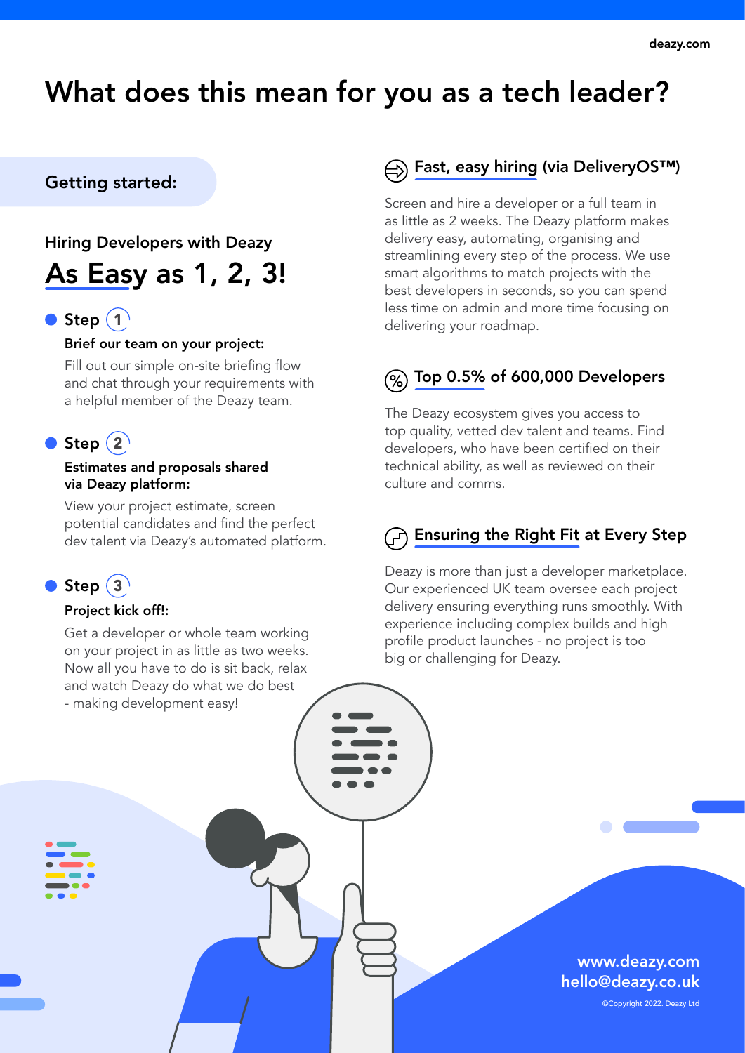# What does this mean for you as a tech leader?

## Getting started:

### Hiring Developers with Deazy

## As Easy as 1, 2, 3!

**Step 1**

**Brief our team on your project:**

Fill out our simple on-site briefing flow and chat through your requirements with a helpful member of the Deazy team.

**Step 2**

**Estimates and proposals shared via Deazy platform:**

View your project estimate, screen potential candidates and find the perfect dev talent via Deazy's automated platform.

**Step 3**

**Project kick off!:**

Get a developer or whole team working on your project in as little as two weeks. Now all you have to do is sit back, relax and watch Deazy do what we do best - making development easy!

### Fast, easy hiring (via DeliveryOS™)

Screen and hire a developer or a full team in as little as 2 weeks. The Deazy platform makes delivery easy, automating, organising and streamlining every step of the process. We use smart algorithms to match projects with the best developers in seconds, so you can spend less time on admin and more time focusing on delivering your roadmap.

### Top 0.5% of 600,000 Developers

The Deazy ecosystem gives you access to top quality, vetted dev talent and teams. Find developers, who have been certified on their technical ability, as well as reviewed on their culture and comms.

### Ensuring the Right Fit at Every Step

Deazy is more than just a developer marketplace. Our experienced UK team oversee each project delivery ensuring everything runs smoothly. With experience including complex builds and high profile product launches - no project is too big or challenging for Deazy.

**www.deazy.com**
**hello@deazy.co.uk**

©Copyright 2022. Deazy Ltd